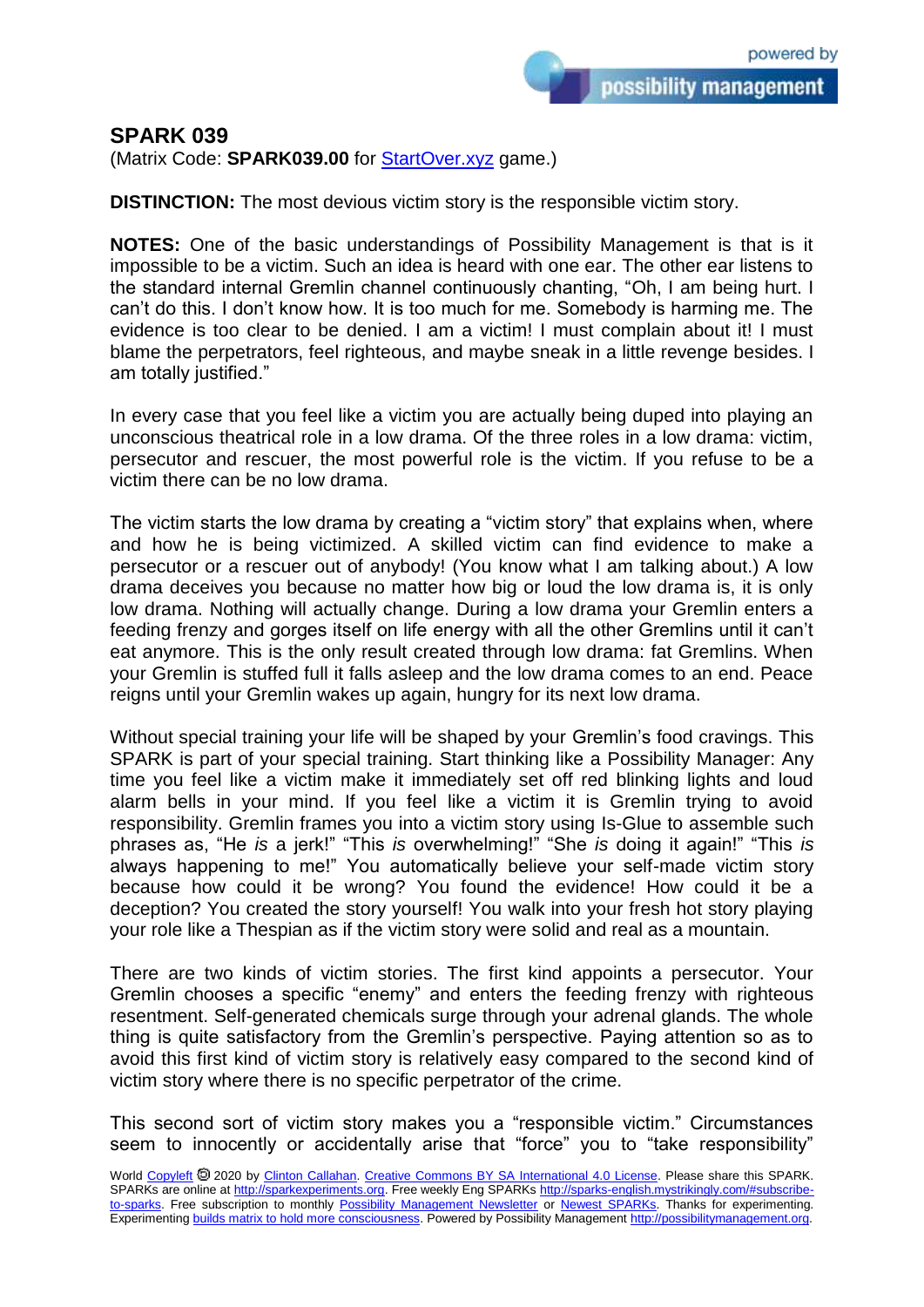# SPARK 039

(Matrix Code: **SPARK039.00** for [StartOver.xyz](StartOver.xyz) game.)

**DISTINCTION:** The most devious victim story is the responsible victim story.

**NOTES:** One of the basic understandings of Possibility Management is that is it impossible to be a victim. Such an idea is heard with one ear. The other ear listens to the standard internal Gremlin channel continuously chanting, "Oh, I am being hurt. I can't do this. I don't know how. It is too much for me. Somebody is harming me. The evidence is too clear to be denied. I am a victim! I must complain about it! I must blame the perpetrators, feel righteous, and maybe sneak in a little revenge besides. I am totally justified."

In every case that you feel like a victim you are actually being duped into playing an unconscious theatrical role in a low drama. Of the three roles in a low drama: victim, persecutor and rescuer, the most powerful role is the victim. If you refuse to be a victim there can be no low drama.

The victim starts the low drama by creating a "victim story" that explains when, where and how he is being victimized. A skilled victim can find evidence to make a persecutor or a rescuer out of anybody! (You know what I am talking about.) A low drama deceives you because no matter how big or loud the low drama is, it is only low drama. Nothing will actually change. During a low drama your Gremlin enters a feeding frenzy and gorges itself on life energy with all the other Gremlins until it can't eat anymore. This is the only result created through low drama: fat Gremlins. When your Gremlin is stuffed full it falls asleep and the low drama comes to an end. Peace reigns until your Gremlin wakes up again, hungry for its next low drama.

Without special training your life will be shaped by your Gremlin's food cravings. This SPARK is part of your special training. Start thinking like a Possibility Manager: Any time you feel like a victim make it immediately set off red blinking lights and loud alarm bells in your mind. If you feel like a victim it is Gremlin trying to avoid responsibility. Gremlin frames you into a victim story using Is-Glue to assemble such phrases as, "He *is* a jerk!" "This *is* overwhelming!" "She *is* doing it again!" "This *is* always happening to me!" You automatically believe your self-made victim story because how could it be wrong? You found the evidence! How could it be a deception? You created the story yourself! You walk into your fresh hot story playing your role like a Thespian as if the victim story were solid and real as a mountain.

There are two kinds of victim stories. The first kind appoints a persecutor. Your Gremlin chooses a specific "enemy" and enters the feeding frenzy with righteous resentment. Self-generated chemicals surge through your adrenal glands. The whole thing is quite satisfactory from the Gremlin's perspective. Paying attention so as to avoid this first kind of victim story is relatively easy compared to the second kind of victim story where there is no specific perpetrator of the crime.

This second sort of victim story makes you a "responsible victim." Circumstances seem to innocently or accidentally arise that "force" you to "take responsibility"

World Copyleft 🄯 2020 by Clinton Callahan. Creative Commons BY SA International 4.0 License. Please share this SPARK. SPARKs are online at http://sparkexperiments.org. Free weekly Eng SPARKs http://sparks-english.mystrikingly.com/#subscribe-to-sparks. Free subscription to monthly Possibility Management Newsletter or Newest SPARKs. Thanks for experimenting. Experimenting builds matrix to hold more consciousness. Powered by Possibility Management http://possibilitymanagement.org.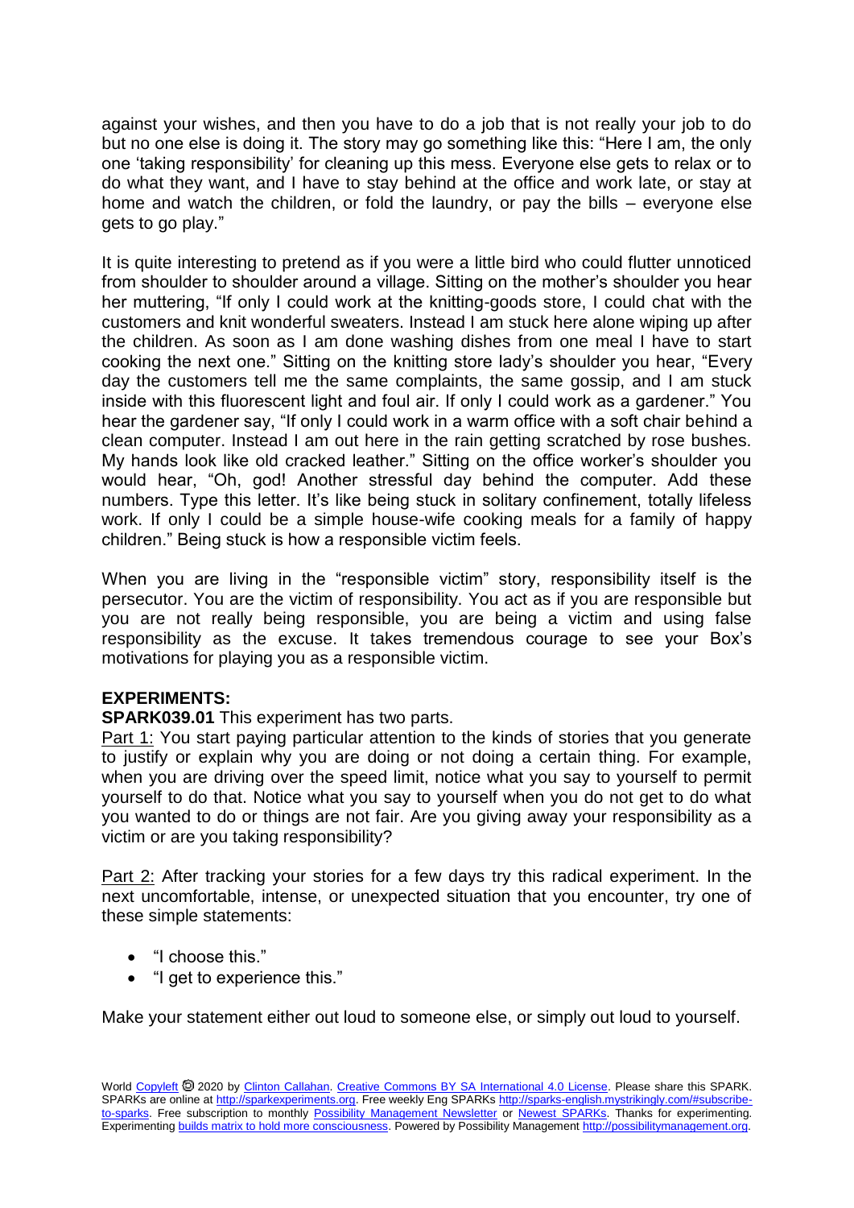against your wishes, and then you have to do a job that is not really your job to do but no one else is doing it. The story may go something like this: "Here I am, the only one 'taking responsibility' for cleaning up this mess. Everyone else gets to relax or to do what they want, and I have to stay behind at the office and work late, or stay at home and watch the children, or fold the laundry, or pay the bills – everyone else gets to go play."

It is quite interesting to pretend as if you were a little bird who could flutter unnoticed from shoulder to shoulder around a village. Sitting on the mother's shoulder you hear her muttering, "If only I could work at the knitting-goods store, I could chat with the customers and knit wonderful sweaters. Instead I am stuck here alone wiping up after the children. As soon as I am done washing dishes from one meal I have to start cooking the next one." Sitting on the knitting store lady's shoulder you hear, "Every day the customers tell me the same complaints, the same gossip, and I am stuck inside with this fluorescent light and foul air. If only I could work as a gardener." You hear the gardener say, "If only I could work in a warm office with a soft chair behind a clean computer. Instead I am out here in the rain getting scratched by rose bushes. My hands look like old cracked leather." Sitting on the office worker's shoulder you would hear, "Oh, god! Another stressful day behind the computer. Add these numbers. Type this letter. It's like being stuck in solitary confinement, totally lifeless work. If only I could be a simple house-wife cooking meals for a family of happy children." Being stuck is how a responsible victim feels.

When you are living in the "responsible victim" story, responsibility itself is the persecutor. You are the victim of responsibility. You act as if you are responsible but you are not really being responsible, you are being a victim and using false responsibility as the excuse. It takes tremendous courage to see your Box's motivations for playing you as a responsible victim.

**EXPERIMENTS:**

**SPARK039.01** This experiment has two parts.

Part 1: You start paying particular attention to the kinds of stories that you generate to justify or explain why you are doing or not doing a certain thing. For example, when you are driving over the speed limit, notice what you say to yourself to permit yourself to do that. Notice what you say to yourself when you do not get to do what you wanted to do or things are not fair. Are you giving away your responsibility as a victim or are you taking responsibility?

Part 2: After tracking your stories for a few days try this radical experiment. In the next uncomfortable, intense, or unexpected situation that you encounter, try one of these simple statements:

- "I choose this."
- "I get to experience this."

Make your statement either out loud to someone else, or simply out loud to yourself.

World Copyleft 🄯 2020 by Clinton Callahan. Creative Commons BY SA International 4.0 License. Please share this SPARK. SPARKs are online at http://sparkexperiments.org. Free weekly Eng SPARKs http://sparks-english.mystrikingly.com/#subscribe-to-sparks. Free subscription to monthly Possibility Management Newsletter or Newest SPARKs. Thanks for experimenting. Experimenting builds matrix to hold more consciousness. Powered by Possibility Management http://possibilitymanagement.org.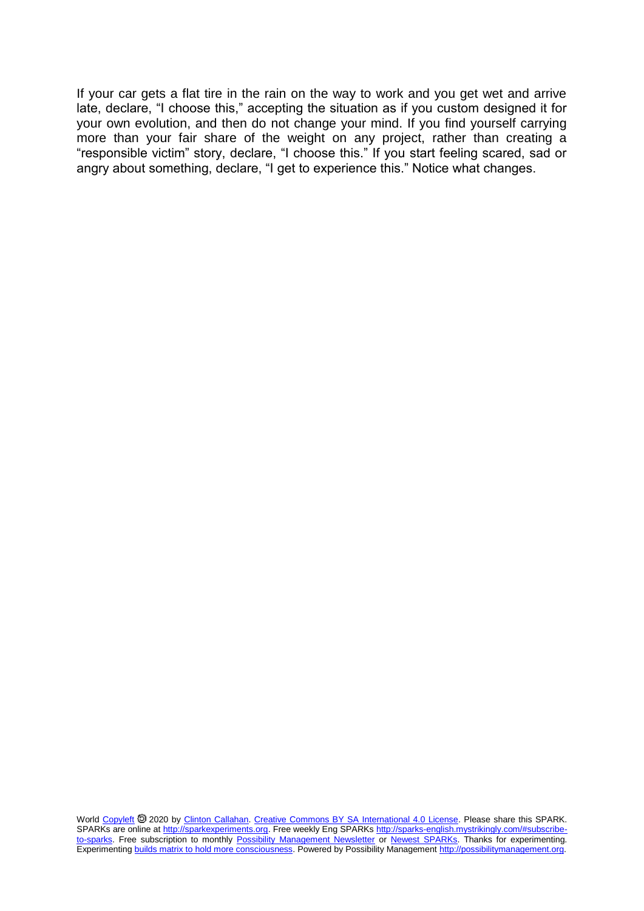If your car gets a flat tire in the rain on the way to work and you get wet and arrive late, declare, "I choose this," accepting the situation as if you custom designed it for your own evolution, and then do not change your mind. If you find yourself carrying more than your fair share of the weight on any project, rather than creating a "responsible victim" story, declare, "I choose this." If you start feeling scared, sad or angry about something, declare, "I get to experience this." Notice what changes.